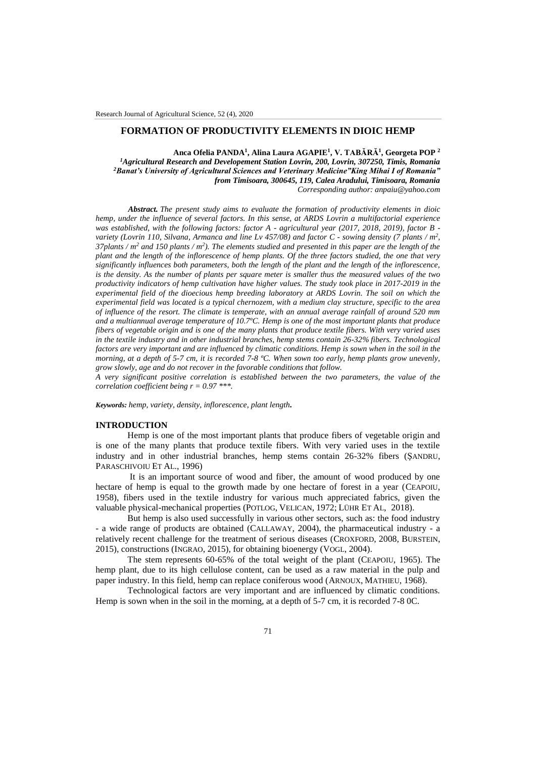# FORMATION OF PRODUCTIVITY ELEMENTS IN DIOIC HEMP

**Anca Ofelia PANDA[1], Alina Laura AGAPIE[1], V. TABĂRĂ[1], Georgeta POP [2]**

*[1]Agricultural Research and Developement Station Lovrin, 200, Lovrin, 307250, Timis, Romania*
*[2]Banat's University of Agricultural Sciences and Veterinary Medicine"King Mihai I of Romania" from Timisoara, 300645, 119, Calea Aradului, Timisoara, Romania*
*Corresponding author: anpaiu@yahoo.com*

***Abstract.*** *The present study aims to evaluate the formation of productivity elements in dioic hemp, under the influence of several factors. In this sense, at ARDS Lovrin a multifactorial experience was established, with the following factors: factor A - agricultural year (2017, 2018, 2019), factor B - variety (Lovrin 110, Silvana, Armanca and line Lv 457/08) and factor C - sowing density (7 plants / $m^2$, 37plants / $m^2$ and 150 plants / $m^2$). The elements studied and presented in this paper are the length of the plant and the length of the inflorescence of hemp plants. Of the three factors studied, the one that very significantly influences both parameters, both the length of the plant and the length of the inflorescence, is the density. As the number of plants per square meter is smaller thus the measured values of the two productivity indicators of hemp cultivation have higher values. The study took place in 2017-2019 in the experimental field of the dioecious hemp breeding laboratory at ARDS Lovrin. The soil on which the experimental field was located is a typical chernozem, with a medium clay structure, specific to the area of influence of the resort. The climate is temperate, with an annual average rainfall of around 520 mm and a multiannual average temperature of 10.7ºC. Hemp is one of the most important plants that produce fibers of vegetable origin and is one of the many plants that produce textile fibers. With very varied uses in the textile industry and in other industrial branches, hemp stems contain 26-32% fibers. Technological factors are very important and are influenced by climatic conditions. Hemp is sown when in the soil in the morning, at a depth of 5-7 cm, it is recorded 7-8 ºC. When sown too early, hemp plants grow unevenly, grow slowly, age and do not recover in the favorable conditions that follow.*
*A very significant positive correlation is established between the two parameters, the value of the correlation coefficient being r = 0.97 \*\*\*.*

***Keywords:*** *hemp, variety, density, inflorescence, plant length***.**

## INTRODUCTION

Hemp is one of the most important plants that produce fibers of vegetable origin and is one of the many plants that produce textile fibers. With very varied uses in the textile industry and in other industrial branches, hemp stems contain 26-32% fibers (ŞANDRU, PARASCHIVOIU ET AL., 1996)

It is an important source of wood and fiber, the amount of wood produced by one hectare of hemp is equal to the growth made by one hectare of forest in a year (CEAPOIU, 1958), fibers used in the textile industry for various much appreciated fabrics, given the valuable physical-mechanical properties (POTLOG, VELICAN, 1972; LÜHR ET AL, 2018).

But hemp is also used successfully in various other sectors, such as: the food industry - a wide range of products are obtained (CALLAWAY, 2004), the pharmaceutical industry - a relatively recent challenge for the treatment of serious diseases (CROXFORD, 2008, BURSTEIN, 2015), constructions (INGRAO, 2015), for obtaining bioenergy (VOGL, 2004).

The stem represents 60-65% of the total weight of the plant (CEAPOIU, 1965). The hemp plant, due to its high cellulose content, can be used as a raw material in the pulp and paper industry. In this field, hemp can replace coniferous wood (ARNOUX, MATHIEU, 1968).

Technological factors are very important and are influenced by climatic conditions. Hemp is sown when in the soil in the morning, at a depth of 5-7 cm, it is recorded 7-8 0C.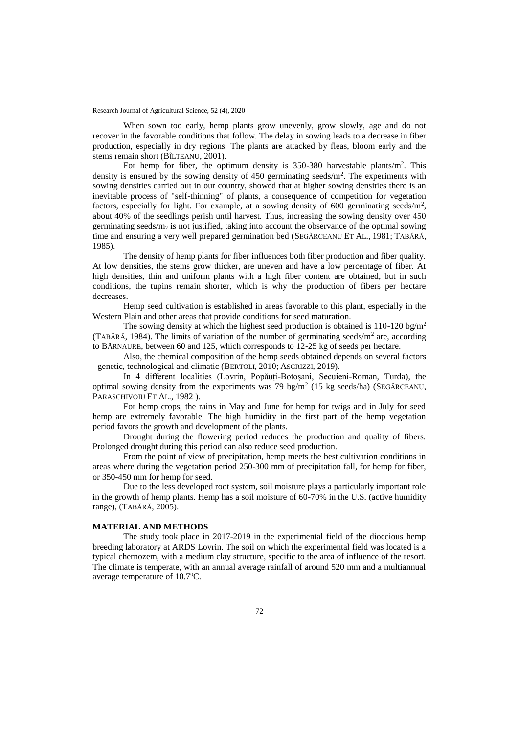When sown too early, hemp plants grow unevenly, grow slowly, age and do not recover in the favorable conditions that follow. The delay in sowing leads to a decrease in fiber production, especially in dry regions. The plants are attacked by fleas, bloom early and the stems remain short (BÎLTEANU, 2001).

For hemp for fiber, the optimum density is 350-380 harvestable plants/m$^2$. This density is ensured by the sowing density of 450 germinating seeds/m$^2$. The experiments with sowing densities carried out in our country, showed that at higher sowing densities there is an inevitable process of "self-thinning" of plants, a consequence of competition for vegetation factors, especially for light. For example, at a sowing density of 600 germinating seeds/m$^2$, about 40% of the seedlings perish until harvest. Thus, increasing the sowing density over 450 germinating seeds/m$_2$ is not justified, taking into account the observance of the optimal sowing time and ensuring a very well prepared germination bed (SEGĂRCEANU ET AL., 1981; TABĂRĂ, 1985).

The density of hemp plants for fiber influences both fiber production and fiber quality. At low densities, the stems grow thicker, are uneven and have a low percentage of fiber. At high densities, thin and uniform plants with a high fiber content are obtained, but in such conditions, the tupins remain shorter, which is why the production of fibers per hectare decreases.

Hemp seed cultivation is established in areas favorable to this plant, especially in the Western Plain and other areas that provide conditions for seed maturation.

The sowing density at which the highest seed production is obtained is 110-120 bg/m$^2$ (TABĂRĂ, 1984). The limits of variation of the number of germinating seeds/m$^2$ are, according to BÂRNAURE, between 60 and 125, which corresponds to 12-25 kg of seeds per hectare.

Also, the chemical composition of the hemp seeds obtained depends on several factors - genetic, technological and climatic (BERTOLI, 2010; ASCRIZZI, 2019).

In 4 different localities (Lovrin, Popăuți-Botoșani, Secuieni-Roman, Turda), the optimal sowing density from the experiments was 79 bg/m$^2$ (15 kg seeds/ha) (SEGĂRCEANU, PARASCHIVOIU ET AL., 1982 ).

For hemp crops, the rains in May and June for hemp for twigs and in July for seed hemp are extremely favorable. The high humidity in the first part of the hemp vegetation period favors the growth and development of the plants.

Drought during the flowering period reduces the production and quality of fibers. Prolonged drought during this period can also reduce seed production.

From the point of view of precipitation, hemp meets the best cultivation conditions in areas where during the vegetation period 250-300 mm of precipitation fall, for hemp for fiber, or 350-450 mm for hemp for seed.

Due to the less developed root system, soil moisture plays a particularly important role in the growth of hemp plants. Hemp has a soil moisture of 60-70% in the U.S. (active humidity range), (TABĂRĂ, 2005).

## MATERIAL AND METHODS

The study took place in 2017-2019 in the experimental field of the dioecious hemp breeding laboratory at ARDS Lovrin. The soil on which the experimental field was located is a typical chernozem, with a medium clay structure, specific to the area of influence of the resort. The climate is temperate, with an annual average rainfall of around 520 mm and a multiannual average temperature of 10.7$^0$C.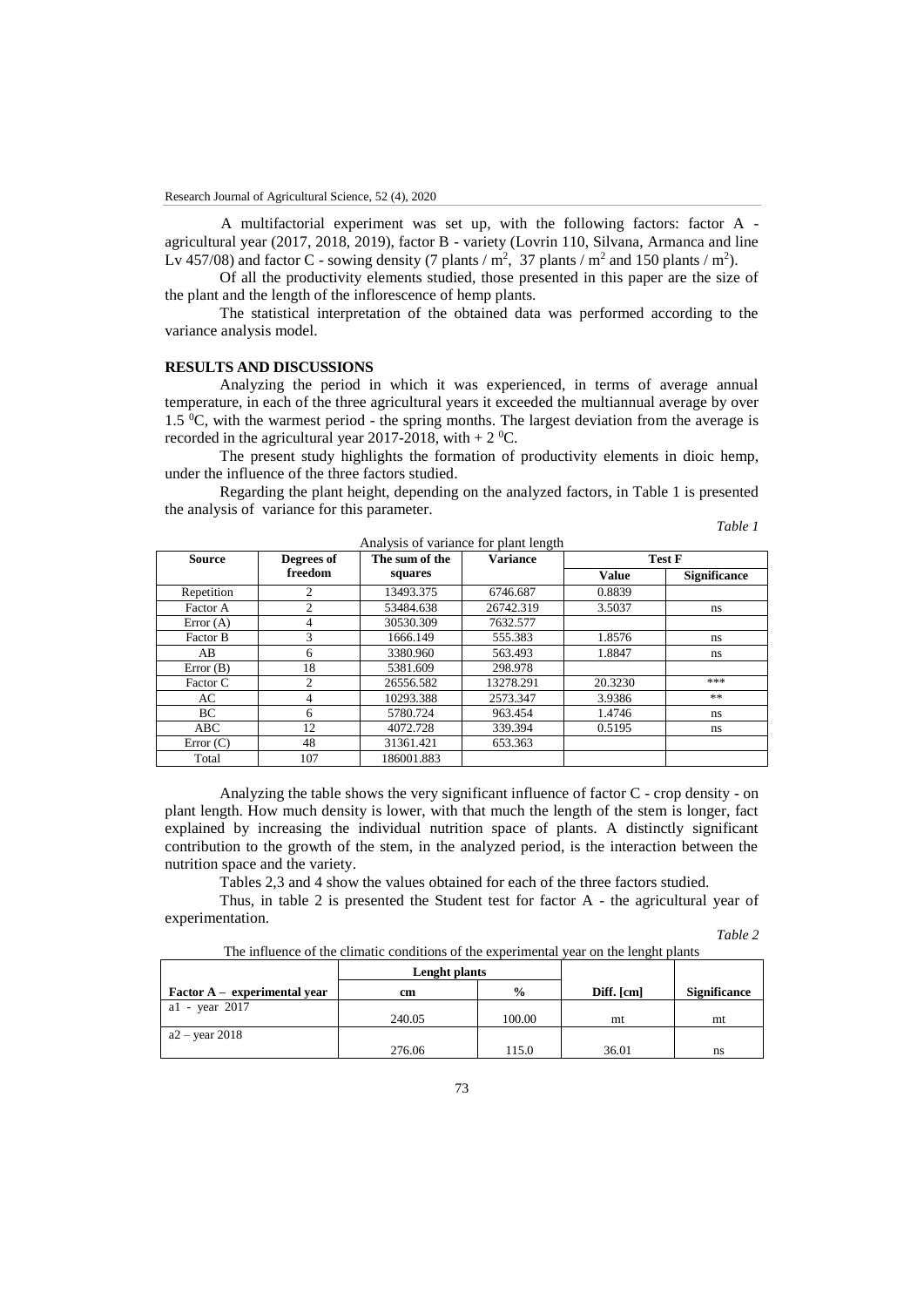A multifactorial experiment was set up, with the following factors: factor A - agricultural year (2017, 2018, 2019), factor B - variety (Lovrin 110, Silvana, Armanca and line Lv 457/08) and factor C - sowing density (7 plants / $m^2$, 37 plants / $m^2$ and 150 plants / $m^2$).

Of all the productivity elements studied, those presented in this paper are the size of the plant and the length of the inflorescence of hemp plants.

The statistical interpretation of the obtained data was performed according to the variance analysis model.

## RESULTS AND DISCUSSIONS

Analyzing the period in which it was experienced, in terms of average annual temperature, in each of the three agricultural years it exceeded the multiannual average by over 1.5 $^0$C, with the warmest period - the spring months. The largest deviation from the average is recorded in the agricultural year 2017-2018, with + 2 $^0$C.

The present study highlights the formation of productivity elements in dioic hemp, under the influence of the three factors studied.

Regarding the plant height, depending on the analyzed factors, in Table 1 is presented the analysis of variance for this parameter.

*Table 1*

Analysis of variance for plant length

| Source | Degrees of freedom | The sum of the squares | Variance | Test F | |
|---|---|---|---|---|---|
| | | | | Value | Significance |
| Repetition | 2 | 13493.375 | 6746.687 | 0.8839 | |
| Factor A | 2 | 53484.638 | 26742.319 | 3.5037 | ns |
| Error (A) | 4 | 30530.309 | 7632.577 | | |
| Factor B | 3 | 1666.149 | 555.383 | 1.8576 | ns |
| AB | 6 | 3380.960 | 563.493 | 1.8847 | ns |
| Error (B) | 18 | 5381.609 | 298.978 | | |
| Factor C | 2 | 26556.582 | 13278.291 | 20.3230 | *** |
| AC | 4 | 10293.388 | 2573.347 | 3.9386 | ** |
| BC | 6 | 5780.724 | 963.454 | 1.4746 | ns |
| ABC | 12 | 4072.728 | 339.394 | 0.5195 | ns |
| Error (C) | 48 | 31361.421 | 653.363 | | |
| Total | 107 | 186001.883 | | | |

Analyzing the table shows the very significant influence of factor C - crop density - on plant length. How much density is lower, with that much the length of the stem is longer, fact explained by increasing the individual nutrition space of plants. A distinctly significant contribution to the growth of the stem, in the analyzed period, is the interaction between the nutrition space and the variety.

Tables 2,3 and 4 show the values obtained for each of the three factors studied.

Thus, in table 2 is presented the Student test for factor A - the agricultural year of experimentation.

*Table 2*

The influence of the climatic conditions of the experimental year on the lenght plants

| Factor A – experimental year | Lenght plants | | Diff. [cm] | Significance |
|---|---|---|---|---|
| | cm | % | | |
| a1 - year 2017 | 240.05 | 100.00 | mt | mt |
| a2 – year 2018 | 276.06 | 115.0 | 36.01 | ns |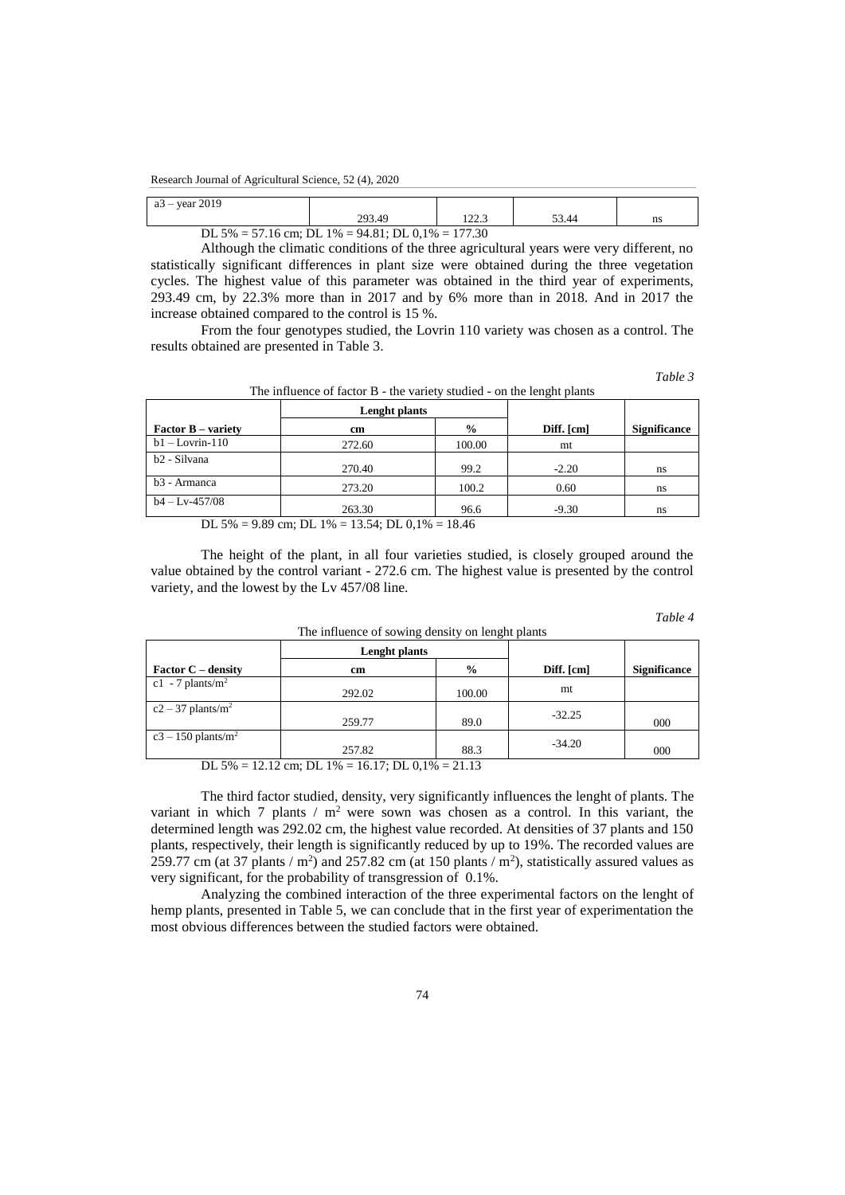| a3 – year 2019 | 293.49 | 122.3 | 53.44 | ns |
|---|---|---|---|---|

DL 5% = 57.16 cm; DL 1% = 94.81; DL 0,1% = 177.30

Although the climatic conditions of the three agricultural years were very different, no statistically significant differences in plant size were obtained during the three vegetation cycles. The highest value of this parameter was obtained in the third year of experiments, 293.49 cm, by 22.3% more than in 2017 and by 6% more than in 2018. And in 2017 the increase obtained compared to the control is 15 %.

From the four genotypes studied, the Lovrin 110 variety was chosen as a control. The results obtained are presented in Table 3.

*Table 3*

The influence of factor B - the variety studied - on the lenght plants

| | Lenght plants | | | |
|---|---|---|---|---|
| **Factor B – variety** | **cm** | **%** | **Diff. [cm]** | **Significance** |
| b1 – Lovrin-110 | 272.60 | 100.00 | mt | |
| b2 - Silvana | 270.40 | 99.2 | -2.20 | ns |
| b3 - Armanca | 273.20 | 100.2 | 0.60 | ns |
| b4 – Lv-457/08 | 263.30 | 96.6 | -9.30 | ns |

DL 5% = 9.89 cm; DL 1% = 13.54; DL 0,1% = 18.46

The height of the plant, in all four varieties studied, is closely grouped around the value obtained by the control variant - 272.6 cm. The highest value is presented by the control variety, and the lowest by the Lv 457/08 line.

*Table 4*

The influence of sowing density on lenght plants

| | Lenght plants | | | |
|---|---|---|---|---|
| **Factor C – density** | **cm** | **%** | **Diff. [cm]** | **Significance** |
| c1 - 7 plants/m$^2$ | 292.02 | 100.00 | mt | |
| c2 – 37 plants/m$^2$ | 259.77 | 89.0 | -32.25 | 000 |
| c3 – 150 plants/m$^2$ | 257.82 | 88.3 | -34.20 | 000 |

DL 5% = 12.12 cm; DL 1% = 16.17; DL 0,1% = 21.13

The third factor studied, density, very significantly influences the lenght of plants. The variant in which 7 plants / m$^2$ were sown was chosen as a control. In this variant, the determined length was 292.02 cm, the highest value recorded. At densities of 37 plants and 150 plants, respectively, their length is significantly reduced by up to 19%. The recorded values are 259.77 cm (at 37 plants / m$^2$) and 257.82 cm (at 150 plants / m$^2$), statistically assured values as very significant, for the probability of transgression of 0.1%.

Analyzing the combined interaction of the three experimental factors on the lenght of hemp plants, presented in Table 5, we can conclude that in the first year of experimentation the most obvious differences between the studied factors were obtained.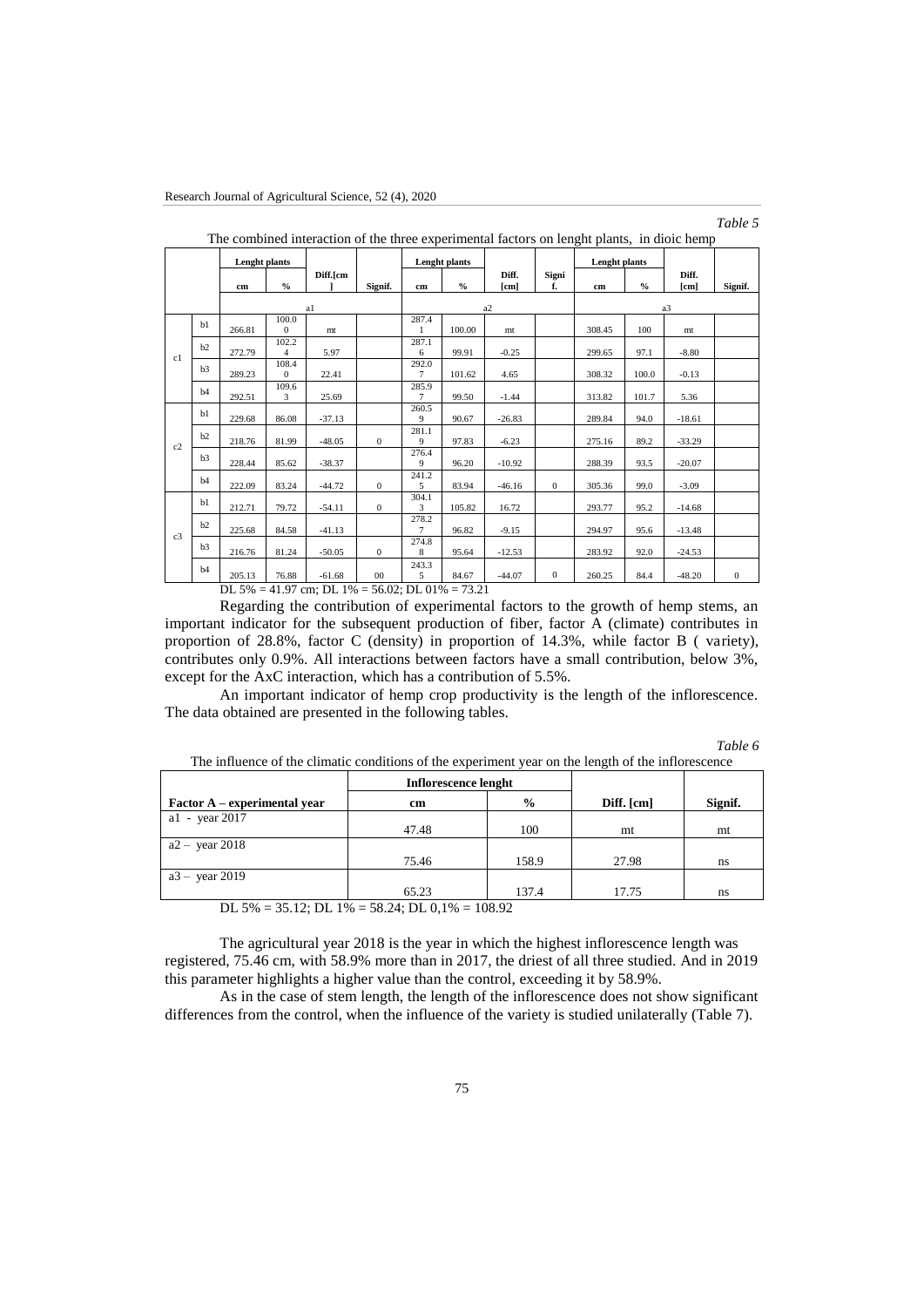*Table 5*

The combined interaction of the three experimental factors on lenght plants, in dioic hemp

| | | Lenght plants | | Diff.[cm] | Signif. | Lenght plants | | Diff. [cm] | Signif. | Lenght plants | | Diff. [cm] | Signif. |
|---|---|---|---|---|---|---|---|---|---|---|---|---|---|
| | | cm | % | | | cm | % | | | cm | % | | |
| | | a1 | | | | a2 | | | | a3 | | | |
| c1 | b1 | 266.81 | 100.00 | mt | | 287.41 | 100.00 | mt | | 308.45 | 100 | mt | |
| | b2 | 272.79 | 102.24 | 5.97 | | 287.16 | 99.91 | -0.25 | | 299.65 | 97.1 | -8.80 | |
| | b3 | 289.23 | 108.40 | 22.41 | | 292.07 | 101.62 | 4.65 | | 308.32 | 100.0 | -0.13 | |
| | b4 | 292.51 | 109.63 | 25.69 | | 285.97 | 99.50 | -1.44 | | 313.82 | 101.7 | 5.36 | |
| c2 | b1 | 229.68 | 86.08 | -37.13 | | 260.59 | 90.67 | -26.83 | | 289.84 | 94.0 | -18.61 | |
| | b2 | 218.76 | 81.99 | -48.05 | 0 | 281.19 | 97.83 | -6.23 | | 275.16 | 89.2 | -33.29 | |
| | b3 | 228.44 | 85.62 | -38.37 | | 276.49 | 96.20 | -10.92 | | 288.39 | 93.5 | -20.07 | |
| | b4 | 222.09 | 83.24 | -44.72 | 0 | 241.25 | 83.94 | -46.16 | 0 | 305.36 | 99.0 | -3.09 | |
| c3 | b1 | 212.71 | 79.72 | -54.11 | 0 | 304.13 | 105.82 | 16.72 | | 293.77 | 95.2 | -14.68 | |
| | b2 | 225.68 | 84.58 | -41.13 | | 278.27 | 96.82 | -9.15 | | 294.97 | 95.6 | -13.48 | |
| | b3 | 216.76 | 81.24 | -50.05 | 0 | 274.88 | 95.64 | -12.53 | | 283.92 | 92.0 | -24.53 | |
| | b4 | 205.13 | 76.88 | -61.68 | 00 | 243.35 | 84.67 | -44.07 | 0 | 260.25 | 84.4 | -48.20 | 0 |

DL 5% = 41.97 cm; DL 1% = 56.02; DL 01% = 73.21

Regarding the contribution of experimental factors to the growth of hemp stems, an important indicator for the subsequent production of fiber, factor A (climate) contributes in proportion of 28.8%, factor C (density) in proportion of 14.3%, while factor B ( variety), contributes only 0.9%. All interactions between factors have a small contribution, below 3%, except for the AxC interaction, which has a contribution of 5.5%.

An important indicator of hemp crop productivity is the length of the inflorescence. The data obtained are presented in the following tables.

*Table 6*

The influence of the climatic conditions of the experiment year on the length of the inflorescence

| | Inflorescence lenght | | | |
|---|---|---|---|---|
| Factor A – experimental year | cm | % | Diff. [cm] | Signif. |
| a1 - year 2017 | 47.48 | 100 | mt | mt |
| a2 – year 2018 | 75.46 | 158.9 | 27.98 | ns |
| a3 – year 2019 | 65.23 | 137.4 | 17.75 | ns |

DL 5% = 35.12; DL 1% = 58.24; DL 0,1% = 108.92

The agricultural year 2018 is the year in which the highest inflorescence length was registered, 75.46 cm, with 58.9% more than in 2017, the driest of all three studied. And in 2019 this parameter highlights a higher value than the control, exceeding it by 58.9%.

As in the case of stem length, the length of the inflorescence does not show significant differences from the control, when the influence of the variety is studied unilaterally (Table 7).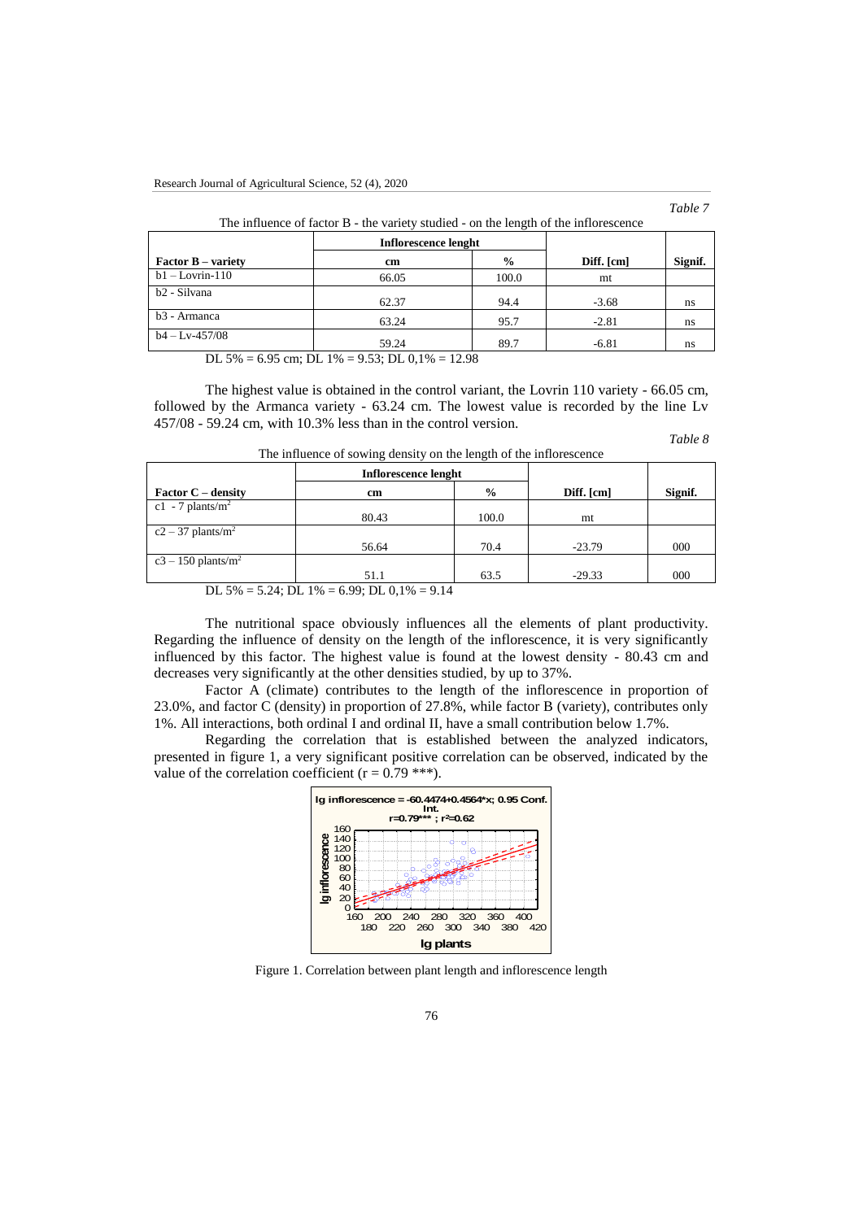*Table 7*

The influence of factor B - the variety studied - on the length of the inflorescence

| Factor B – variety | Inflorescence lenght | | Diff. [cm] | Signif. |
|---|---|---|---|---|
| | cm | % | | |
| b1 – Lovrin-110 | 66.05 | 100.0 | mt | |
| b2 - Silvana | 62.37 | 94.4 | -3.68 | ns |
| b3 - Armanca | 63.24 | 95.7 | -2.81 | ns |
| b4 – Lv-457/08 | 59.24 | 89.7 | -6.81 | ns |

DL 5% = 6.95 cm; DL 1% = 9.53; DL 0,1% = 12.98

The highest value is obtained in the control variant, the Lovrin 110 variety - 66.05 cm, followed by the Armanca variety - 63.24 cm. The lowest value is recorded by the line Lv 457/08 - 59.24 cm, with 10.3% less than in the control version.

*Table 8*

The influence of sowing density on the length of the inflorescence

| Factor C – density | Inflorescence lenght | | Diff. [cm] | Signif. |
|---|---|---|---|---|
| | cm | % | | |
| c1 - 7 plants/m$^2$ | 80.43 | 100.0 | mt | |
| c2 – 37 plants/m$^2$ | 56.64 | 70.4 | -23.79 | 000 |
| c3 – 150 plants/m$^2$ | 51.1 | 63.5 | -29.33 | 000 |

DL 5% = 5.24; DL 1% = 6.99; DL 0,1% = 9.14

The nutritional space obviously influences all the elements of plant productivity. Regarding the influence of density on the length of the inflorescence, it is very significantly influenced by this factor. The highest value is found at the lowest density - 80.43 cm and decreases very significantly at the other densities studied, by up to 37%.

Factor A (climate) contributes to the length of the inflorescence in proportion of 23.0%, and factor C (density) in proportion of 27.8%, while factor B (variety), contributes only 1%. All interactions, both ordinal I and ordinal II, have a small contribution below 1.7%.

Regarding the correlation that is established between the analyzed indicators, presented in figure 1, a very significant positive correlation can be observed, indicated by the value of the correlation coefficient (r = 0.79 \*\*\*).

Figure 1. Correlation between plant length and inflorescence length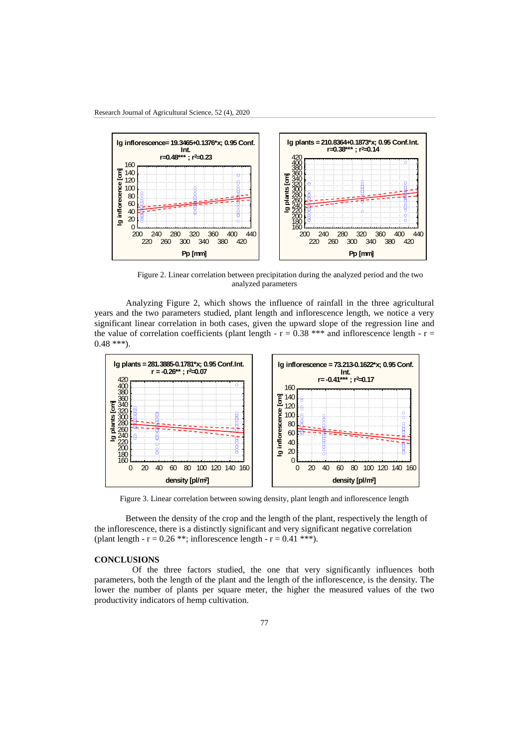Figure 2. Linear correlation between precipitation during the analyzed period and the two analyzed parameters

Analyzing Figure 2, which shows the influence of rainfall in the three agricultural years and the two parameters studied, plant length and inflorescence length, we notice a very significant linear correlation in both cases, given the upward slope of the regression line and the value of correlation coefficients (plant length - r = 0.38 *** and inflorescence length - r = 0.48 ***).

Figure 3. Linear correlation between sowing density, plant length and inflorescence length

Between the density of the crop and the length of the plant, respectively the length of the inflorescence, there is a distinctly significant and very significant negative correlation (plant length - r = 0.26 **; inflorescence length - r = 0.41 ***).

## CONCLUSIONS

Of the three factors studied, the one that very significantly influences both parameters, both the length of the plant and the length of the inflorescence, is the density. The lower the number of plants per square meter, the higher the measured values of the two productivity indicators of hemp cultivation.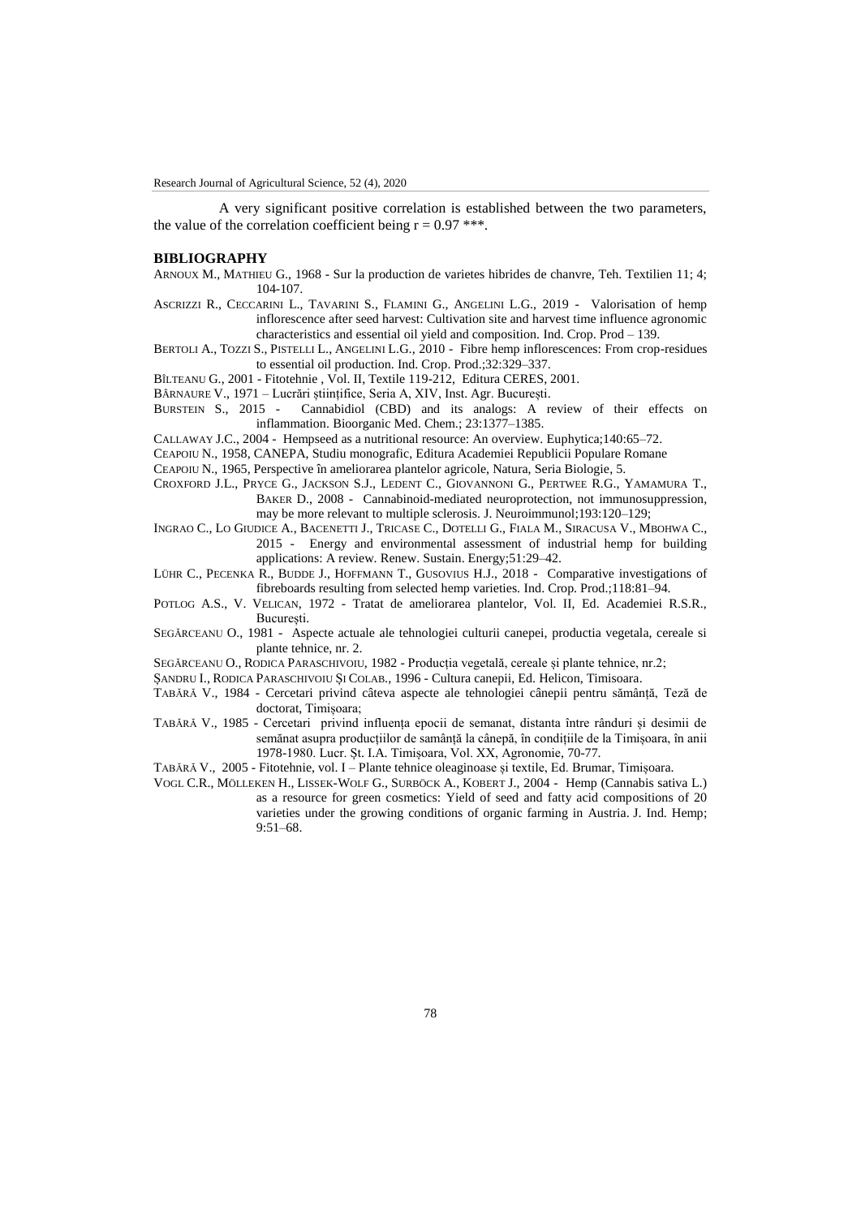A very significant positive correlation is established between the two parameters, the value of the correlation coefficient being $r = 0.97$ ***.

## BIBLIOGRAPHY

ARNOUX M., MATHIEU G., 1968 - Sur la production de varietes hibrides de chanvre, Teh. Textilien 11; 4; 104-107.

ASCRIZZI R., CECCARINI L., TAVARINI S., FLAMINI G., ANGELINI L.G., 2019 - Valorisation of hemp inflorescence after seed harvest: Cultivation site and harvest time influence agronomic characteristics and essential oil yield and composition. Ind. Crop. Prod – 139.

BERTOLI A., TOZZI S., PISTELLI L., ANGELINI L.G., 2010 - Fibre hemp inflorescences: From crop-residues to essential oil production. Ind. Crop. Prod.;32:329–337.

BÎLTEANU G., 2001 - Fitotehnie , Vol. II, Textile 119-212, Editura CERES, 2001.

BÂRNAURE V., 1971 – Lucrări științifice, Seria A, XIV, Inst. Agr. București.

BURSTEIN S., 2015 - Cannabidiol (CBD) and its analogs: A review of their effects on inflammation. Bioorganic Med. Chem.; 23:1377–1385.

CALLAWAY J.C., 2004 - Hempseed as a nutritional resource: An overview. Euphytica;140:65–72.

CEAPOIU N., 1958, CANEPA, Studiu monografic, Editura Academiei Republicii Populare Romane

CEAPOIU N., 1965, Perspective în ameliorarea plantelor agricole, Natura, Seria Biologie, 5.

CROXFORD J.L., PRYCE G., JACKSON S.J., LEDENT C., GIOVANNONI G., PERTWEE R.G., YAMAMURA T., BAKER D., 2008 - Cannabinoid-mediated neuroprotection, not immunosuppression, may be more relevant to multiple sclerosis. J. Neuroimmunol;193:120–129;

INGRAO C., LO GIUDICE A., BACENETTI J., TRICASE C., DOTELLI G., FIALA M., SIRACUSA V., MBOHWA C., 2015 - Energy and environmental assessment of industrial hemp for building applications: A review. Renew. Sustain. Energy;51:29–42.

LÜHR C., PECENKA R., BUDDE J., HOFFMANN T., GUSOVIUS H.J., 2018 - Comparative investigations of fibreboards resulting from selected hemp varieties. Ind. Crop. Prod.;118:81–94.

POTLOG A.S., V. VELICAN, 1972 - Tratat de ameliorarea plantelor, Vol. II, Ed. Academiei R.S.R., București.

SEGĂRCEANU O., 1981 - Aspecte actuale ale tehnologiei culturii canepei, productia vegetala, cereale si plante tehnice, nr. 2.

SEGĂRCEANU O., RODICA PARASCHIVOIU, 1982 - Producția vegetală, cereale și plante tehnice, nr.2;

ȘANDRU I., RODICA PARASCHIVOIU ȘI COLAB., 1996 - Cultura canepii, Ed. Helicon, Timisoara.

TABĂRĂ V., 1984 - Cercetari privind câteva aspecte ale tehnologiei cânepii pentru sământă, Teză de doctorat, Timișoara;

TABĂRĂ V., 1985 - Cercetari privind influența epocii de semanat, distanta între rânduri și desimii de semănat asupra producțiilor de samânță la cânepă, în condițiile de la Timișoara, în anii 1978-1980. Lucr. Șt. I.A. Timișoara, Vol. XX, Agronomie, 70-77.

TABĂRĂ V., 2005 - Fitotehnie, vol. I – Plante tehnice oleaginoase și textile, Ed. Brumar, Timișoara.

VOGL C.R., MÖLLEKEN H., LISSEK-WOLF G., SURBÖCK A., KOBERT J., 2004 - Hemp (Cannabis sativa L.) as a resource for green cosmetics: Yield of seed and fatty acid compositions of 20 varieties under the growing conditions of organic farming in Austria. J. Ind. Hemp; 9:51–68.